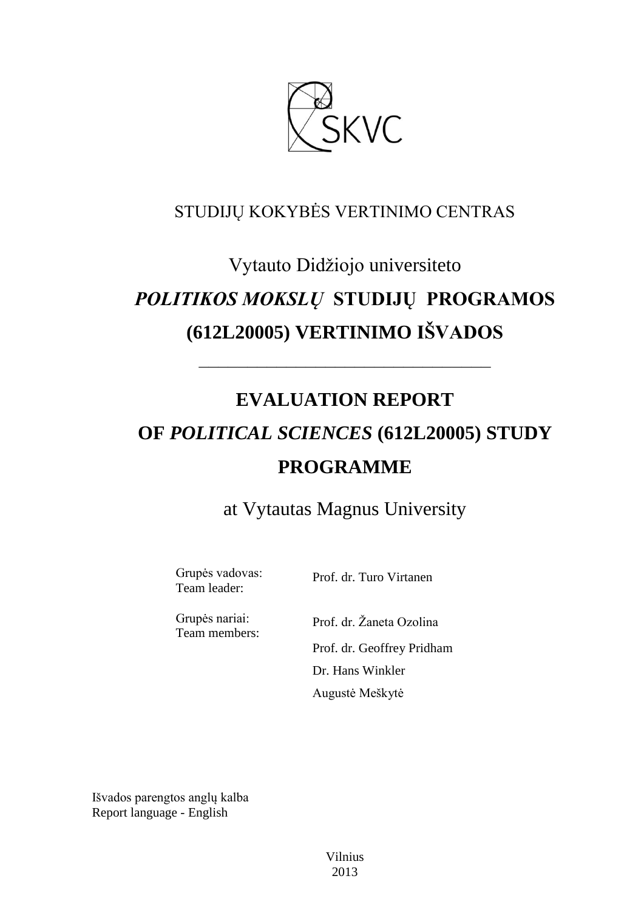SKVC

STUDIJŲ KOKYBĖS VERTINIMO CENTRAS

# Vytauto Didžiojo universiteto *POLITIKOS MOKSLŲ* STUDIJŲ PROGRAMOS (612L20005) VERTINIMO IŠVADOS

---

# EVALUATION REPORT OF *POLITICAL SCIENCES* (612L20005) STUDY PROGRAMME

at Vytautas Magnus University

| Grupės vadovas: Team leader: | Prof. dr. Turo Virtanen |
|---|---|
| Grupės nariai: Team members: | Prof. dr. Žaneta Ozolina |
| | Prof. dr. Geoffrey Pridham |
| | Dr. Hans Winkler |
| | Augustė Meškytė |

Išvados parengtos anglų kalba
Report language - English

Vilnius
2013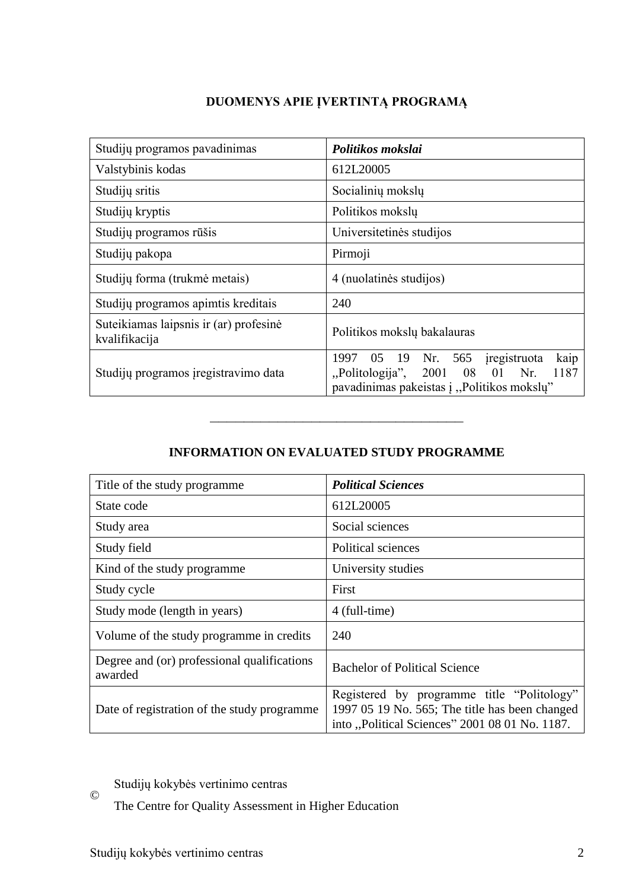# DUOMENYS APIE ĮVERTINTĄ PROGRAMĄ

| Studijų programos pavadinimas | ***Politikos mokslai*** |
|---|---|
| Valstybinis kodas | 612L20005 |
| Studijų sritis | Socialinių mokslų |
| Studijų kryptis | Politikos mokslų |
| Studijų programos rūšis | Universitetinės studijos |
| Studijų pakopa | Pirmoji |
| Studijų forma (trukmė metais) | 4 (nuolatinės studijos) |
| Studijų programos apimtis kreditais | 240 |
| Suteikiamas laipsnis ir (ar) profesinė kvalifikacija | Politikos mokslų bakalauras |
| Studijų programos įregistravimo data | 1997 05 19 Nr. 565 įregistruota kaip „Politologija", 2001 08 01 Nr. 1187 pavadinimas pakeistas į ,,Politikos mokslų" |

---

# INFORMATION ON EVALUATED STUDY PROGRAMME

| Title of the study programme | ***Political Sciences*** |
|---|---|
| State code | 612L20005 |
| Study area | Social sciences |
| Study field | Political sciences |
| Kind of the study programme | University studies |
| Study cycle | First |
| Study mode (length in years) | 4 (full-time) |
| Volume of the study programme in credits | 240 |
| Degree and (or) professional qualifications awarded | Bachelor of Political Science |
| Date of registration of the study programme | Registered by programme title "Politology" 1997 05 19 No. 565; The title has been changed into ,,Political Sciences" 2001 08 01 No. 1187. |

© Studijų kokybės vertinimo centras
The Centre for Quality Assessment in Higher Education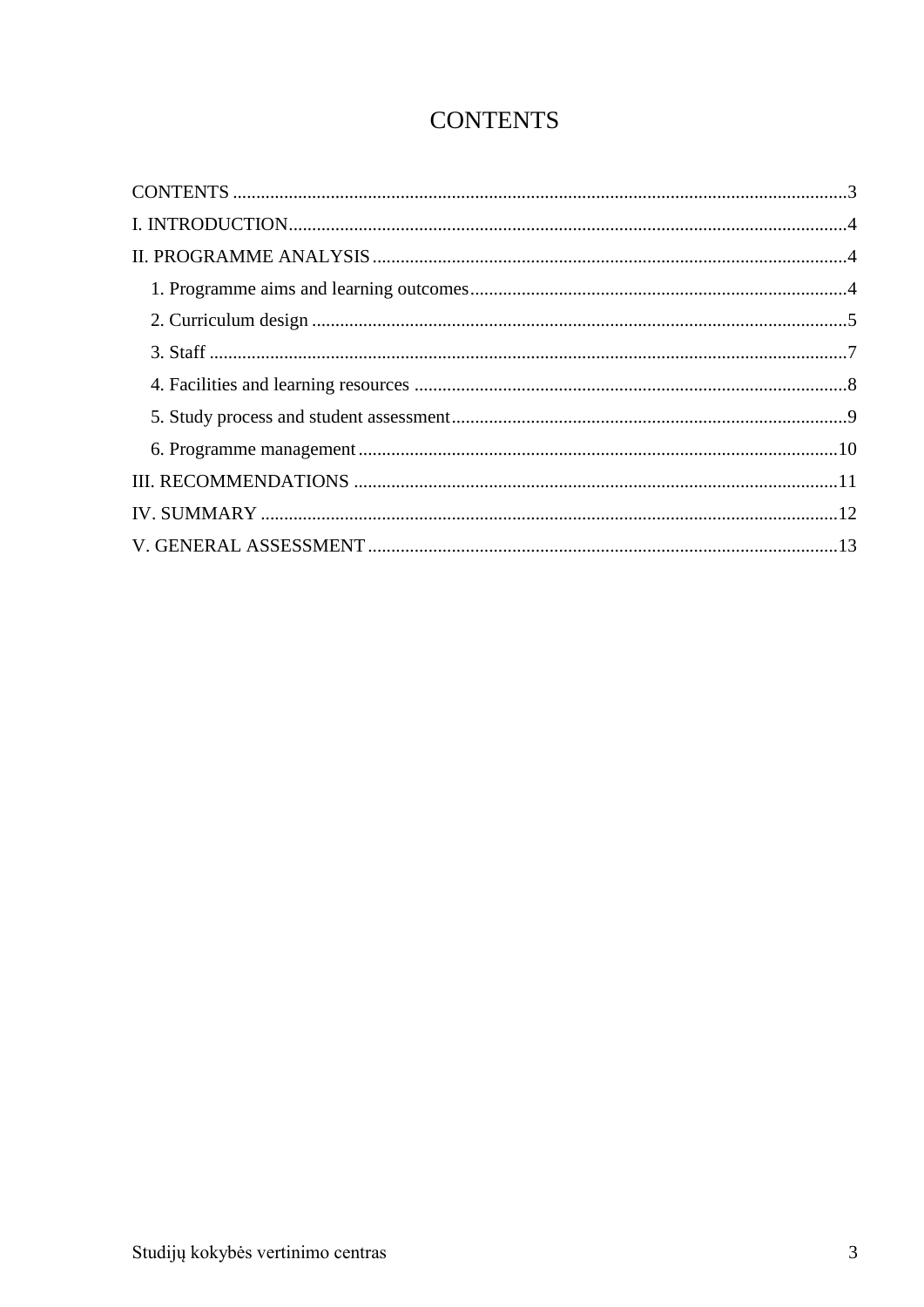# CONTENTS

CONTENTS ....................................................................................................................................3

I. INTRODUCTION........................................................................................................................4

II. PROGRAMME ANALYSIS ......................................................................................................4

- 1. Programme aims and learning outcomes.................................................................................4
- 2. Curriculum design ...................................................................................................................5
- 3. Staff .........................................................................................................................................7
- 4. Facilities and learning resources .............................................................................................8
- 5. Study process and student assessment.....................................................................................9
- 6. Programme management.......................................................................................................10

III. RECOMMENDATIONS ........................................................................................................11

IV. SUMMARY ............................................................................................................................12

V. GENERAL ASSESSMENT.....................................................................................................13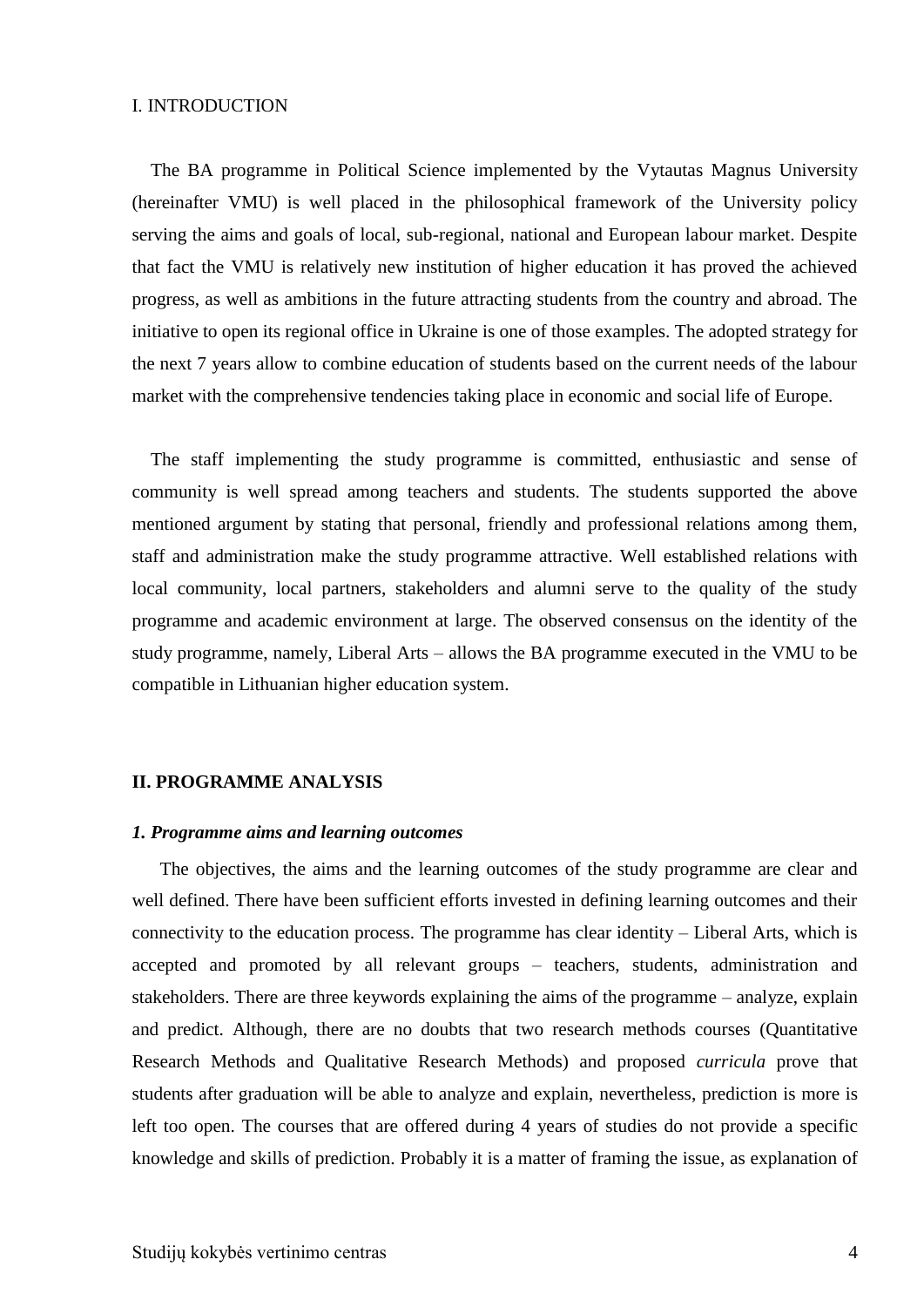I. INTRODUCTION

The BA programme in Political Science implemented by the Vytautas Magnus University (hereinafter VMU) is well placed in the philosophical framework of the University policy serving the aims and goals of local, sub-regional, national and European labour market. Despite that fact the VMU is relatively new institution of higher education it has proved the achieved progress, as well as ambitions in the future attracting students from the country and abroad. The initiative to open its regional office in Ukraine is one of those examples. The adopted strategy for the next 7 years allow to combine education of students based on the current needs of the labour market with the comprehensive tendencies taking place in economic and social life of Europe.

The staff implementing the study programme is committed, enthusiastic and sense of community is well spread among teachers and students. The students supported the above mentioned argument by stating that personal, friendly and professional relations among them, staff and administration make the study programme attractive. Well established relations with local community, local partners, stakeholders and alumni serve to the quality of the study programme and academic environment at large. The observed consensus on the identity of the study programme, namely, Liberal Arts – allows the BA programme executed in the VMU to be compatible in Lithuanian higher education system.

## II. PROGRAMME ANALYSIS

### *1. Programme aims and learning outcomes*

The objectives, the aims and the learning outcomes of the study programme are clear and well defined. There have been sufficient efforts invested in defining learning outcomes and their connectivity to the education process. The programme has clear identity – Liberal Arts, which is accepted and promoted by all relevant groups – teachers, students, administration and stakeholders. There are three keywords explaining the aims of the programme – analyze, explain and predict. Although, there are no doubts that two research methods courses (Quantitative Research Methods and Qualitative Research Methods) and proposed *curricula* prove that students after graduation will be able to analyze and explain, nevertheless, prediction is more is left too open. The courses that are offered during 4 years of studies do not provide a specific knowledge and skills of prediction. Probably it is a matter of framing the issue, as explanation of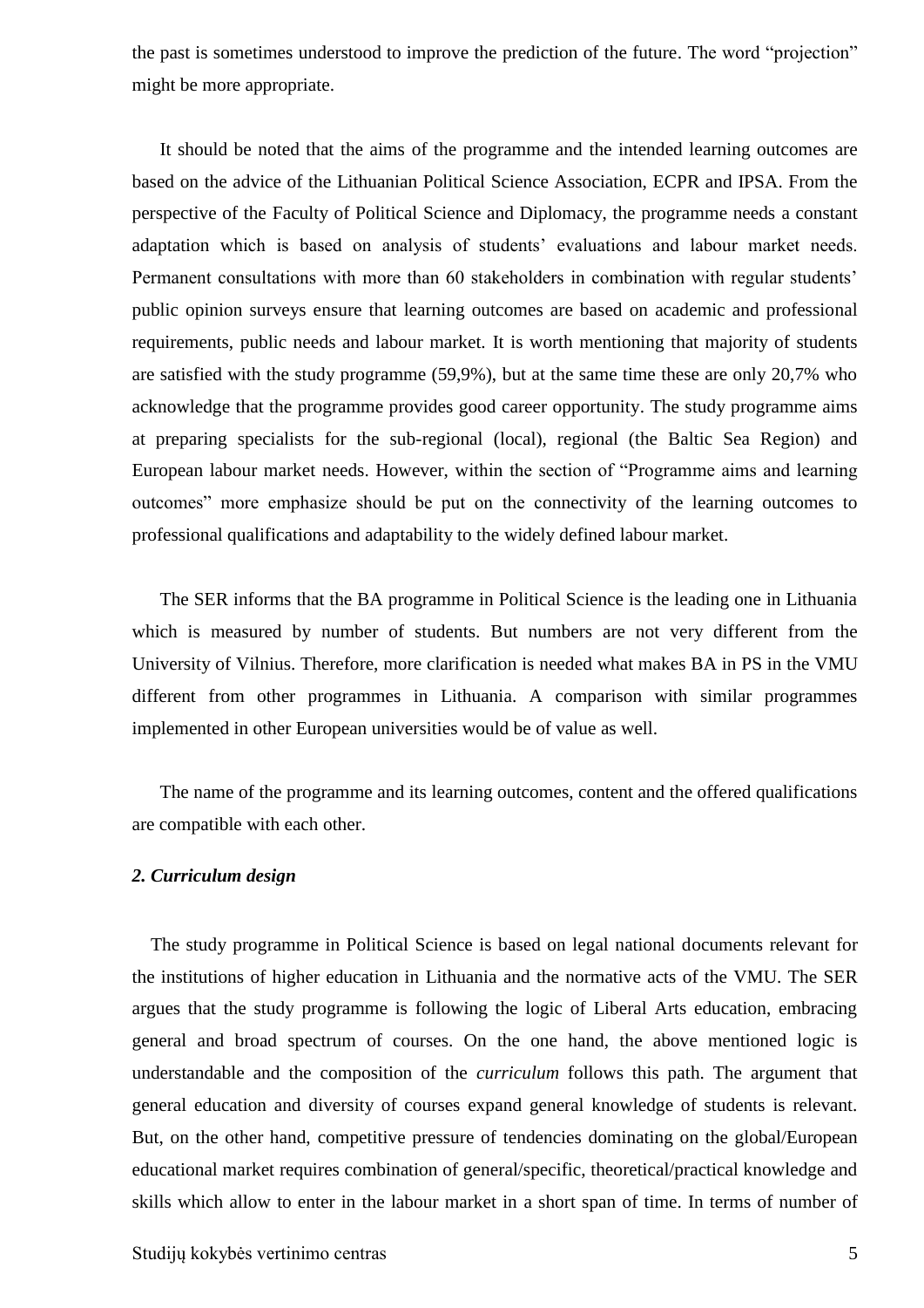the past is sometimes understood to improve the prediction of the future. The word "projection" might be more appropriate.

It should be noted that the aims of the programme and the intended learning outcomes are based on the advice of the Lithuanian Political Science Association, ECPR and IPSA. From the perspective of the Faculty of Political Science and Diplomacy, the programme needs a constant adaptation which is based on analysis of students' evaluations and labour market needs. Permanent consultations with more than 60 stakeholders in combination with regular students' public opinion surveys ensure that learning outcomes are based on academic and professional requirements, public needs and labour market. It is worth mentioning that majority of students are satisfied with the study programme (59,9%), but at the same time these are only 20,7% who acknowledge that the programme provides good career opportunity. The study programme aims at preparing specialists for the sub-regional (local), regional (the Baltic Sea Region) and European labour market needs. However, within the section of "Programme aims and learning outcomes" more emphasize should be put on the connectivity of the learning outcomes to professional qualifications and adaptability to the widely defined labour market.

The SER informs that the BA programme in Political Science is the leading one in Lithuania which is measured by number of students. But numbers are not very different from the University of Vilnius. Therefore, more clarification is needed what makes BA in PS in the VMU different from other programmes in Lithuania. A comparison with similar programmes implemented in other European universities would be of value as well.

The name of the programme and its learning outcomes, content and the offered qualifications are compatible with each other.

### *2. Curriculum design*

The study programme in Political Science is based on legal national documents relevant for the institutions of higher education in Lithuania and the normative acts of the VMU. The SER argues that the study programme is following the logic of Liberal Arts education, embracing general and broad spectrum of courses. On the one hand, the above mentioned logic is understandable and the composition of the *curriculum* follows this path. The argument that general education and diversity of courses expand general knowledge of students is relevant. But, on the other hand, competitive pressure of tendencies dominating on the global/European educational market requires combination of general/specific, theoretical/practical knowledge and skills which allow to enter in the labour market in a short span of time. In terms of number of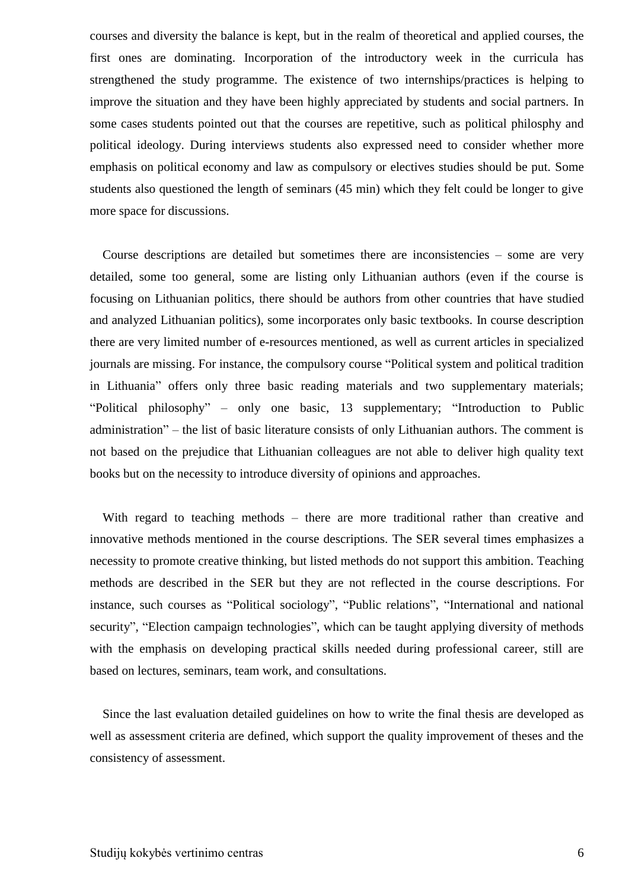courses and diversity the balance is kept, but in the realm of theoretical and applied courses, the first ones are dominating. Incorporation of the introductory week in the curricula has strengthened the study programme. The existence of two internships/practices is helping to improve the situation and they have been highly appreciated by students and social partners. In some cases students pointed out that the courses are repetitive, such as political philosphy and political ideology. During interviews students also expressed need to consider whether more emphasis on political economy and law as compulsory or electives studies should be put. Some students also questioned the length of seminars (45 min) which they felt could be longer to give more space for discussions.

Course descriptions are detailed but sometimes there are inconsistencies – some are very detailed, some too general, some are listing only Lithuanian authors (even if the course is focusing on Lithuanian politics, there should be authors from other countries that have studied and analyzed Lithuanian politics), some incorporates only basic textbooks. In course description there are very limited number of e-resources mentioned, as well as current articles in specialized journals are missing. For instance, the compulsory course "Political system and political tradition in Lithuania" offers only three basic reading materials and two supplementary materials; "Political philosophy" – only one basic, 13 supplementary; "Introduction to Public administration" – the list of basic literature consists of only Lithuanian authors. The comment is not based on the prejudice that Lithuanian colleagues are not able to deliver high quality text books but on the necessity to introduce diversity of opinions and approaches.

With regard to teaching methods – there are more traditional rather than creative and innovative methods mentioned in the course descriptions. The SER several times emphasizes a necessity to promote creative thinking, but listed methods do not support this ambition. Teaching methods are described in the SER but they are not reflected in the course descriptions. For instance, such courses as "Political sociology", "Public relations", "International and national security", "Election campaign technologies", which can be taught applying diversity of methods with the emphasis on developing practical skills needed during professional career, still are based on lectures, seminars, team work, and consultations.

Since the last evaluation detailed guidelines on how to write the final thesis are developed as well as assessment criteria are defined, which support the quality improvement of theses and the consistency of assessment.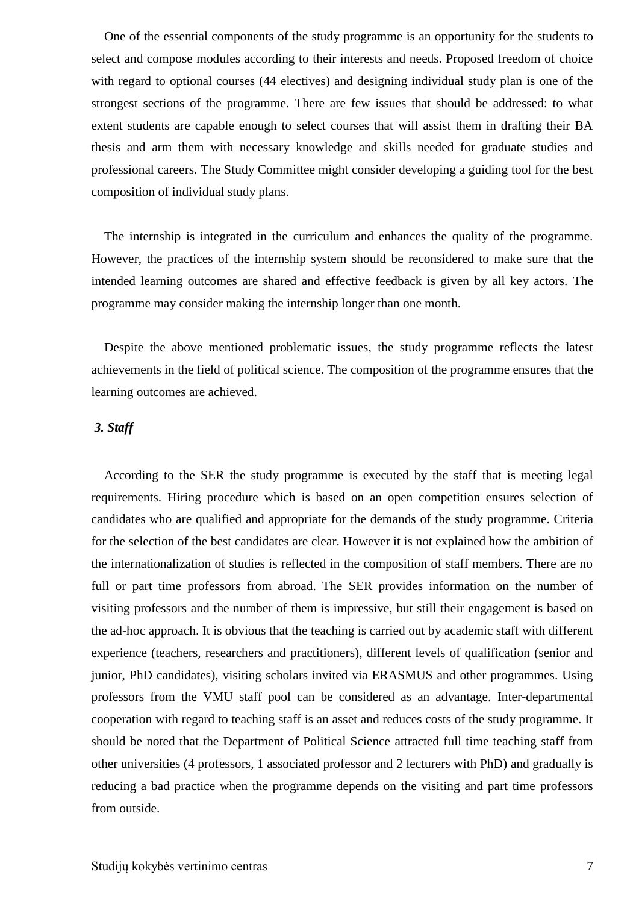One of the essential components of the study programme is an opportunity for the students to select and compose modules according to their interests and needs. Proposed freedom of choice with regard to optional courses (44 electives) and designing individual study plan is one of the strongest sections of the programme. There are few issues that should be addressed: to what extent students are capable enough to select courses that will assist them in drafting their BA thesis and arm them with necessary knowledge and skills needed for graduate studies and professional careers. The Study Committee might consider developing a guiding tool for the best composition of individual study plans.

The internship is integrated in the curriculum and enhances the quality of the programme. However, the practices of the internship system should be reconsidered to make sure that the intended learning outcomes are shared and effective feedback is given by all key actors. The programme may consider making the internship longer than one month.

Despite the above mentioned problematic issues, the study programme reflects the latest achievements in the field of political science. The composition of the programme ensures that the learning outcomes are achieved.

***3. Staff***

According to the SER the study programme is executed by the staff that is meeting legal requirements. Hiring procedure which is based on an open competition ensures selection of candidates who are qualified and appropriate for the demands of the study programme. Criteria for the selection of the best candidates are clear. However it is not explained how the ambition of the internationalization of studies is reflected in the composition of staff members. There are no full or part time professors from abroad. The SER provides information on the number of visiting professors and the number of them is impressive, but still their engagement is based on the ad-hoc approach. It is obvious that the teaching is carried out by academic staff with different experience (teachers, researchers and practitioners), different levels of qualification (senior and junior, PhD candidates), visiting scholars invited via ERASMUS and other programmes. Using professors from the VMU staff pool can be considered as an advantage. Inter-departmental cooperation with regard to teaching staff is an asset and reduces costs of the study programme. It should be noted that the Department of Political Science attracted full time teaching staff from other universities (4 professors, 1 associated professor and 2 lecturers with PhD) and gradually is reducing a bad practice when the programme depends on the visiting and part time professors from outside.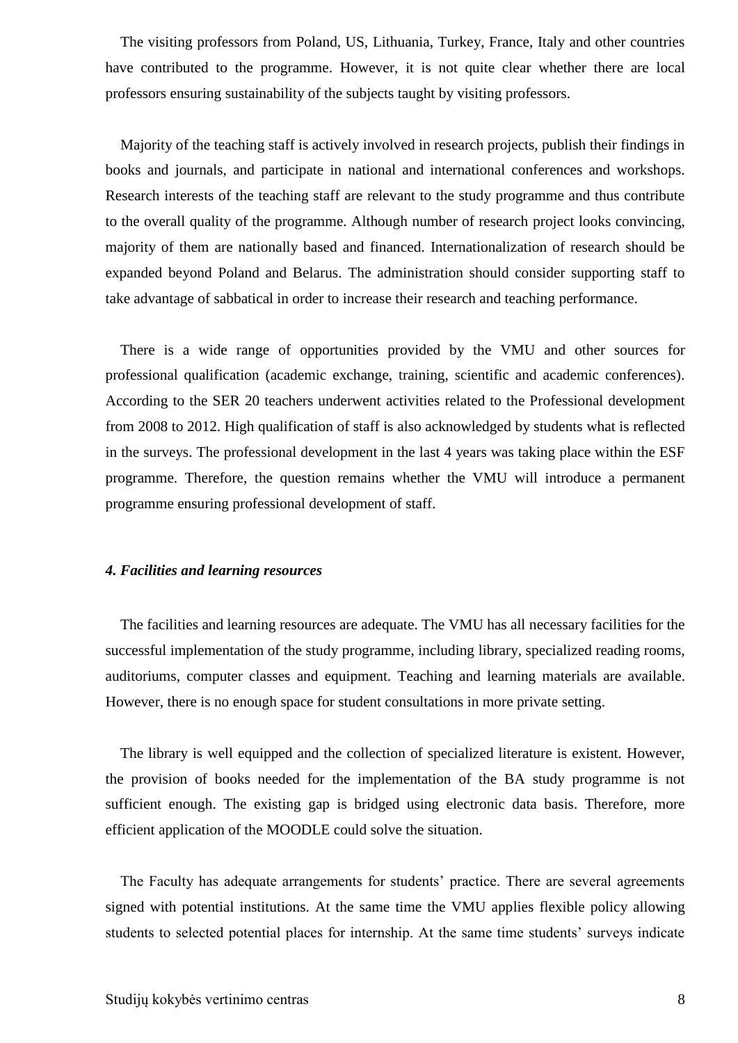The visiting professors from Poland, US, Lithuania, Turkey, France, Italy and other countries have contributed to the programme. However, it is not quite clear whether there are local professors ensuring sustainability of the subjects taught by visiting professors.

Majority of the teaching staff is actively involved in research projects, publish their findings in books and journals, and participate in national and international conferences and workshops. Research interests of the teaching staff are relevant to the study programme and thus contribute to the overall quality of the programme. Although number of research project looks convincing, majority of them are nationally based and financed. Internationalization of research should be expanded beyond Poland and Belarus. The administration should consider supporting staff to take advantage of sabbatical in order to increase their research and teaching performance.

There is a wide range of opportunities provided by the VMU and other sources for professional qualification (academic exchange, training, scientific and academic conferences). According to the SER 20 teachers underwent activities related to the Professional development from 2008 to 2012. High qualification of staff is also acknowledged by students what is reflected in the surveys. The professional development in the last 4 years was taking place within the ESF programme. Therefore, the question remains whether the VMU will introduce a permanent programme ensuring professional development of staff.

***4. Facilities and learning resources***

The facilities and learning resources are adequate. The VMU has all necessary facilities for the successful implementation of the study programme, including library, specialized reading rooms, auditoriums, computer classes and equipment. Teaching and learning materials are available. However, there is no enough space for student consultations in more private setting.

The library is well equipped and the collection of specialized literature is existent. However, the provision of books needed for the implementation of the BA study programme is not sufficient enough. The existing gap is bridged using electronic data basis. Therefore, more efficient application of the MOODLE could solve the situation.

The Faculty has adequate arrangements for students' practice. There are several agreements signed with potential institutions. At the same time the VMU applies flexible policy allowing students to selected potential places for internship. At the same time students' surveys indicate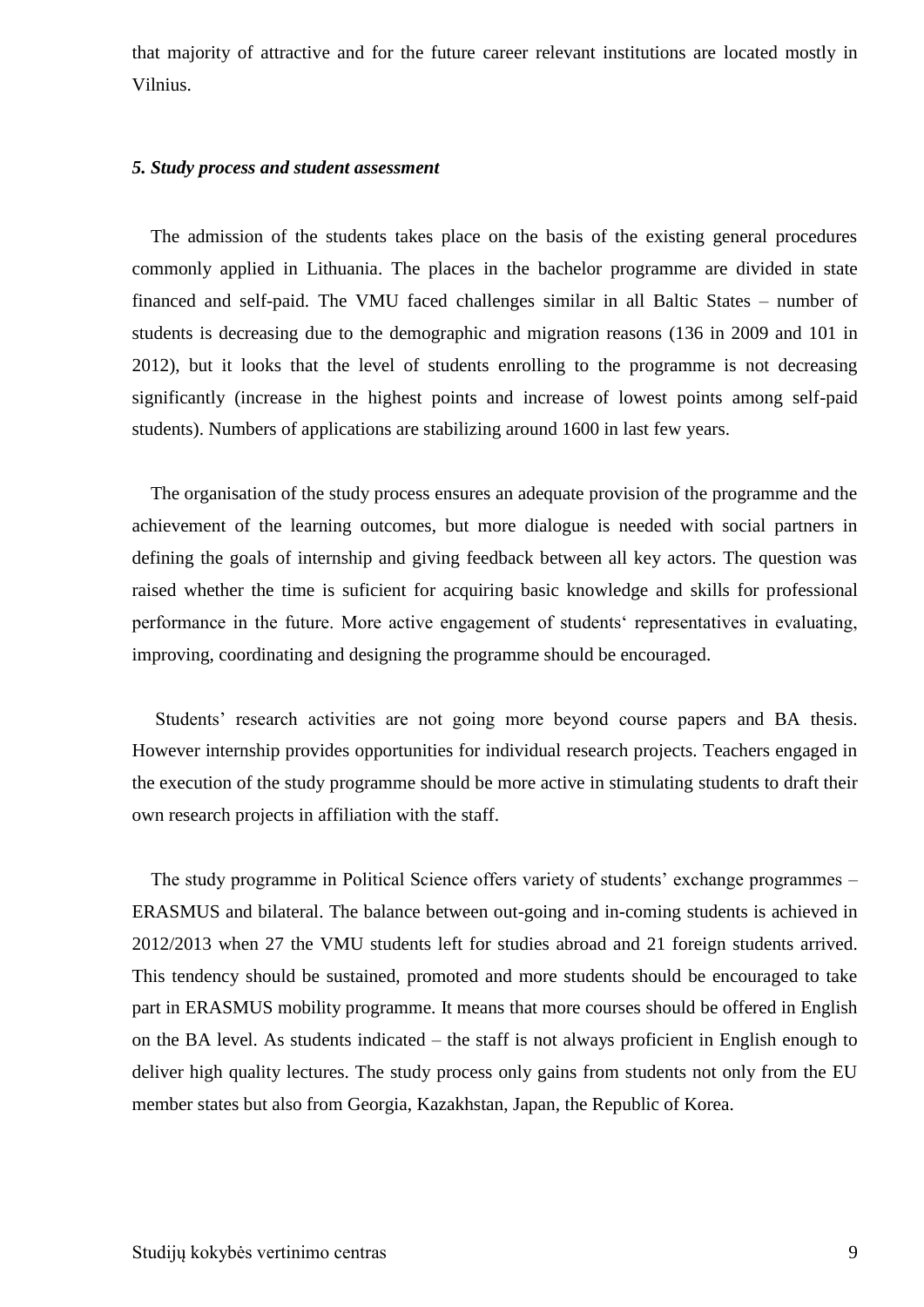that majority of attractive and for the future career relevant institutions are located mostly in Vilnius.

***5. Study process and student assessment***

The admission of the students takes place on the basis of the existing general procedures commonly applied in Lithuania. The places in the bachelor programme are divided in state financed and self-paid. The VMU faced challenges similar in all Baltic States – number of students is decreasing due to the demographic and migration reasons (136 in 2009 and 101 in 2012), but it looks that the level of students enrolling to the programme is not decreasing significantly (increase in the highest points and increase of lowest points among self-paid students). Numbers of applications are stabilizing around 1600 in last few years.

The organisation of the study process ensures an adequate provision of the programme and the achievement of the learning outcomes, but more dialogue is needed with social partners in defining the goals of internship and giving feedback between all key actors. The question was raised whether the time is suficient for acquiring basic knowledge and skills for professional performance in the future. More active engagement of students‘ representatives in evaluating, improving, coordinating and designing the programme should be encouraged.

Students' research activities are not going more beyond course papers and BA thesis. However internship provides opportunities for individual research projects. Teachers engaged in the execution of the study programme should be more active in stimulating students to draft their own research projects in affiliation with the staff.

The study programme in Political Science offers variety of students' exchange programmes – ERASMUS and bilateral. The balance between out-going and in-coming students is achieved in 2012/2013 when 27 the VMU students left for studies abroad and 21 foreign students arrived. This tendency should be sustained, promoted and more students should be encouraged to take part in ERASMUS mobility programme. It means that more courses should be offered in English on the BA level. As students indicated – the staff is not always proficient in English enough to deliver high quality lectures. The study process only gains from students not only from the EU member states but also from Georgia, Kazakhstan, Japan, the Republic of Korea.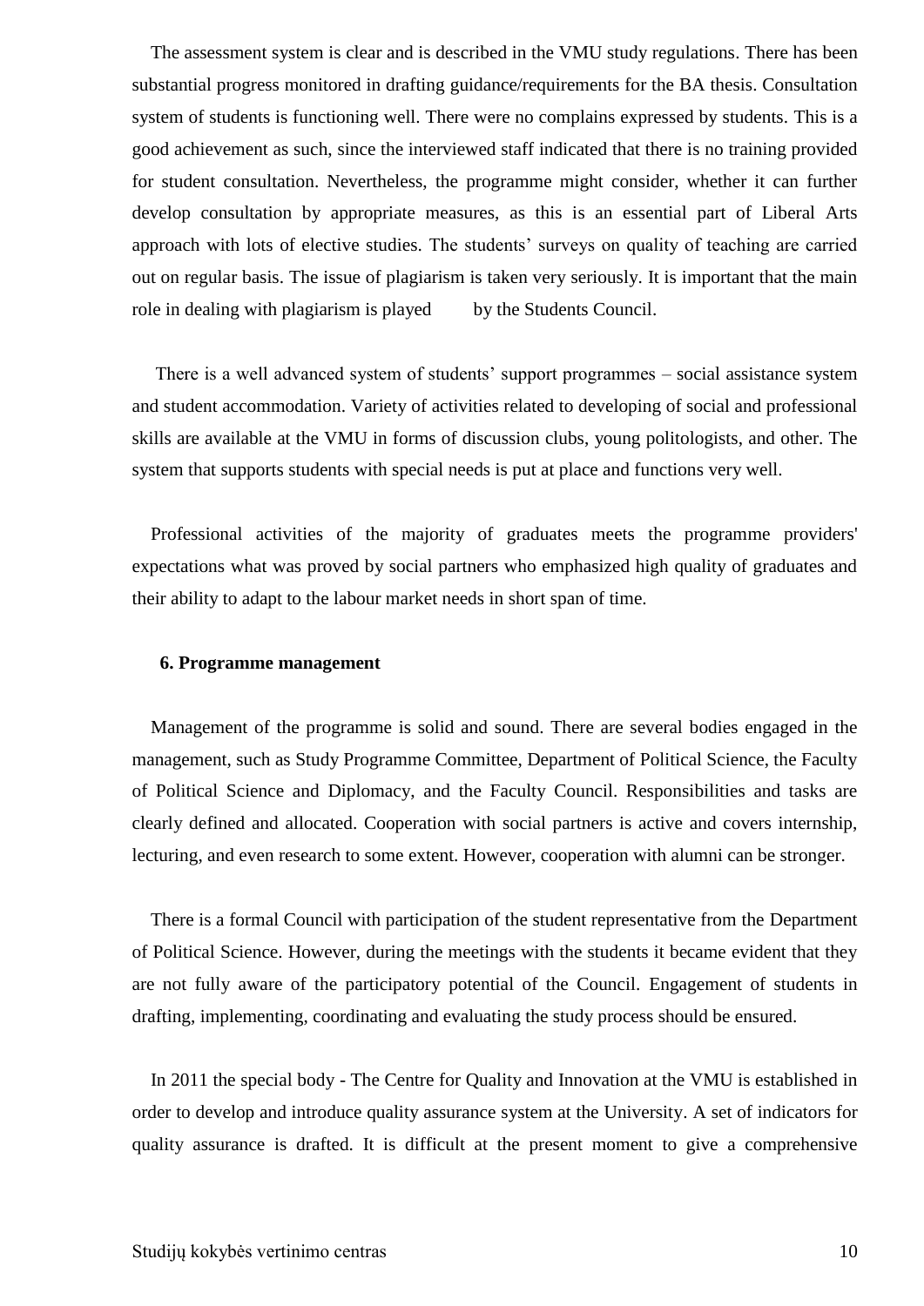The assessment system is clear and is described in the VMU study regulations. There has been substantial progress monitored in drafting guidance/requirements for the BA thesis. Consultation system of students is functioning well. There were no complains expressed by students. This is a good achievement as such, since the interviewed staff indicated that there is no training provided for student consultation. Nevertheless, the programme might consider, whether it can further develop consultation by appropriate measures, as this is an essential part of Liberal Arts approach with lots of elective studies. The students' surveys on quality of teaching are carried out on regular basis. The issue of plagiarism is taken very seriously. It is important that the main role in dealing with plagiarism is played by the Students Council.

There is a well advanced system of students' support programmes – social assistance system and student accommodation. Variety of activities related to developing of social and professional skills are available at the VMU in forms of discussion clubs, young politologists, and other. The system that supports students with special needs is put at place and functions very well.

Professional activities of the majority of graduates meets the programme providers' expectations what was proved by social partners who emphasized high quality of graduates and their ability to adapt to the labour market needs in short span of time.

**6. Programme management**

Management of the programme is solid and sound. There are several bodies engaged in the management, such as Study Programme Committee, Department of Political Science, the Faculty of Political Science and Diplomacy, and the Faculty Council. Responsibilities and tasks are clearly defined and allocated. Cooperation with social partners is active and covers internship, lecturing, and even research to some extent. However, cooperation with alumni can be stronger.

There is a formal Council with participation of the student representative from the Department of Political Science. However, during the meetings with the students it became evident that they are not fully aware of the participatory potential of the Council. Engagement of students in drafting, implementing, coordinating and evaluating the study process should be ensured.

In 2011 the special body - The Centre for Quality and Innovation at the VMU is established in order to develop and introduce quality assurance system at the University. A set of indicators for quality assurance is drafted. It is difficult at the present moment to give a comprehensive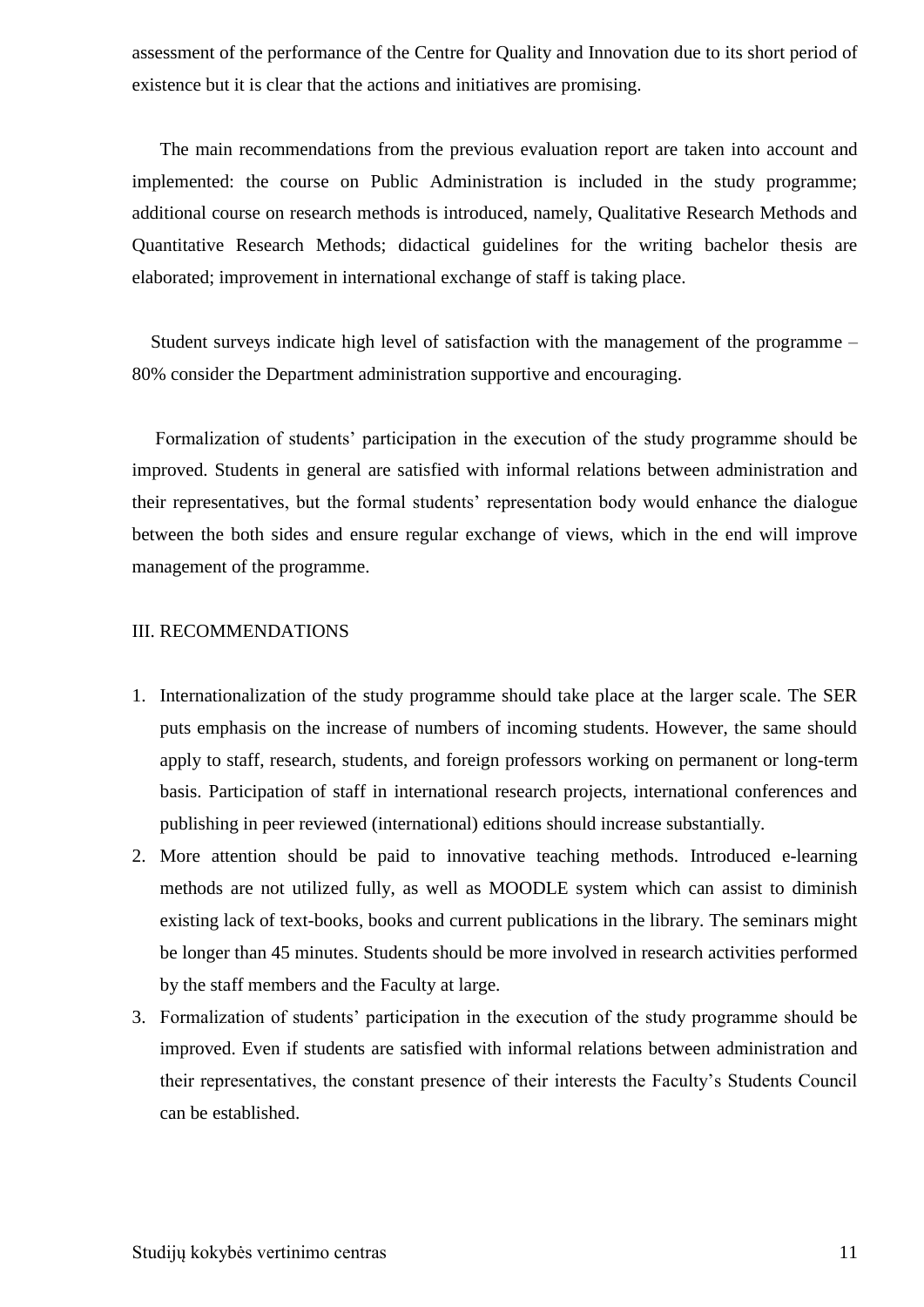assessment of the performance of the Centre for Quality and Innovation due to its short period of existence but it is clear that the actions and initiatives are promising.

The main recommendations from the previous evaluation report are taken into account and implemented: the course on Public Administration is included in the study programme; additional course on research methods is introduced, namely, Qualitative Research Methods and Quantitative Research Methods; didactical guidelines for the writing bachelor thesis are elaborated; improvement in international exchange of staff is taking place.

Student surveys indicate high level of satisfaction with the management of the programme – 80% consider the Department administration supportive and encouraging.

Formalization of students' participation in the execution of the study programme should be improved. Students in general are satisfied with informal relations between administration and their representatives, but the formal students' representation body would enhance the dialogue between the both sides and ensure regular exchange of views, which in the end will improve management of the programme.

## III. RECOMMENDATIONS

1. Internationalization of the study programme should take place at the larger scale. The SER puts emphasis on the increase of numbers of incoming students. However, the same should apply to staff, research, students, and foreign professors working on permanent or long-term basis. Participation of staff in international research projects, international conferences and publishing in peer reviewed (international) editions should increase substantially.
2. More attention should be paid to innovative teaching methods. Introduced e-learning methods are not utilized fully, as well as MOODLE system which can assist to diminish existing lack of text-books, books and current publications in the library. The seminars might be longer than 45 minutes. Students should be more involved in research activities performed by the staff members and the Faculty at large.
3. Formalization of students' participation in the execution of the study programme should be improved. Even if students are satisfied with informal relations between administration and their representatives, the constant presence of their interests the Faculty's Students Council can be established.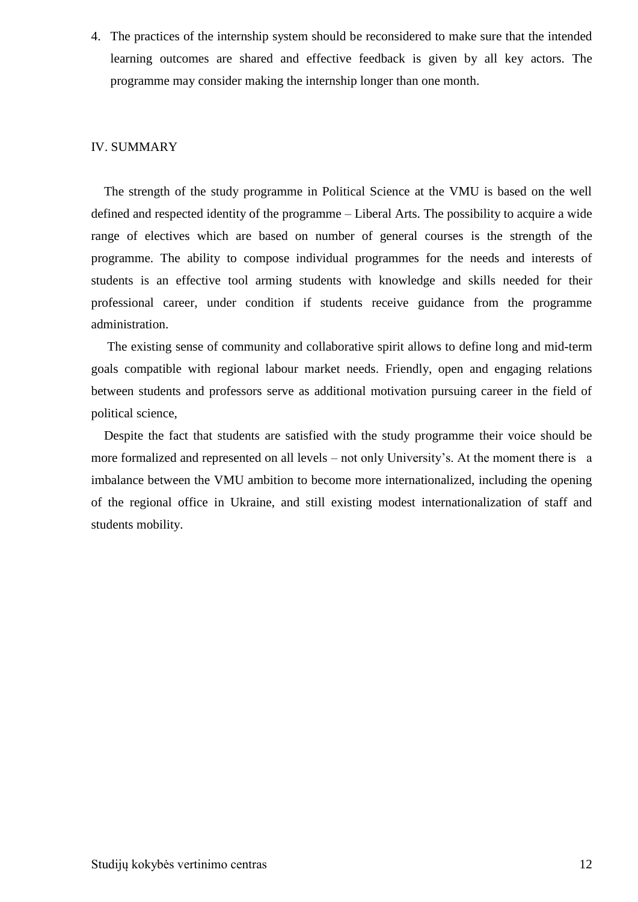4. The practices of the internship system should be reconsidered to make sure that the intended learning outcomes are shared and effective feedback is given by all key actors. The programme may consider making the internship longer than one month.

## IV. SUMMARY

The strength of the study programme in Political Science at the VMU is based on the well defined and respected identity of the programme – Liberal Arts. The possibility to acquire a wide range of electives which are based on number of general courses is the strength of the programme. The ability to compose individual programmes for the needs and interests of students is an effective tool arming students with knowledge and skills needed for their professional career, under condition if students receive guidance from the programme administration.

The existing sense of community and collaborative spirit allows to define long and mid-term goals compatible with regional labour market needs. Friendly, open and engaging relations between students and professors serve as additional motivation pursuing career in the field of political science,

Despite the fact that students are satisfied with the study programme their voice should be more formalized and represented on all levels – not only University's. At the moment there is a imbalance between the VMU ambition to become more internationalized, including the opening of the regional office in Ukraine, and still existing modest internationalization of staff and students mobility.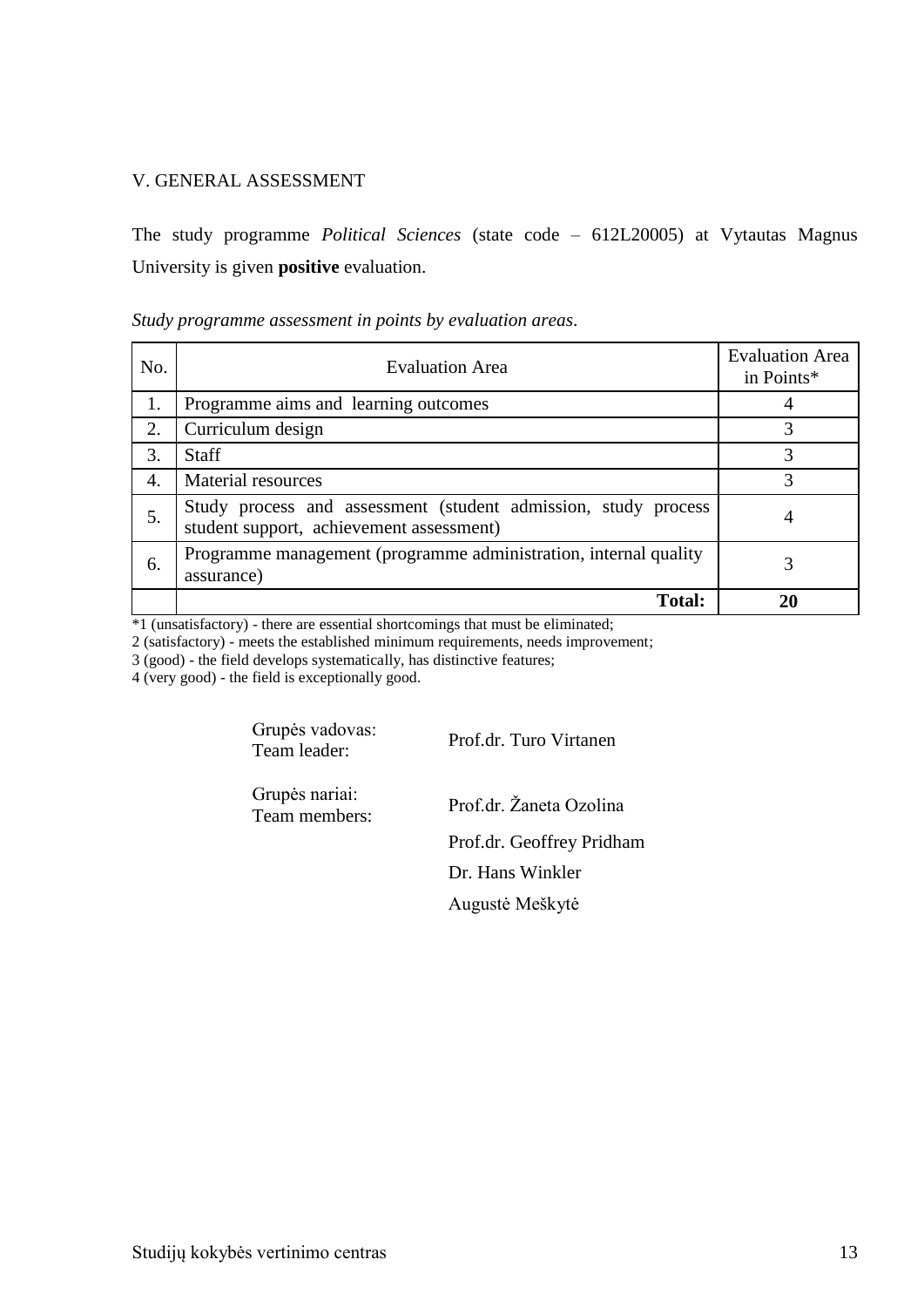## V. GENERAL ASSESSMENT

The study programme *Political Sciences* (state code – 612L20005) at Vytautas Magnus University is given **positive** evaluation.

*Study programme assessment in points by evaluation areas.*

| No. | Evaluation Area | Evaluation Area in Points* |
|---|---|---|
| 1. | Programme aims and learning outcomes | 4 |
| 2. | Curriculum design | 3 |
| 3. | Staff | 3 |
| 4. | Material resources | 3 |
| 5. | Study process and assessment (student admission, study process student support, achievement assessment) | 4 |
| 6. | Programme management (programme administration, internal quality assurance) | 3 |
| | **Total:** | **20** |

*1 (unsatisfactory) - there are essential shortcomings that must be eliminated;
2 (satisfactory) - meets the established minimum requirements, needs improvement;
3 (good) - the field develops systematically, has distinctive features;
4 (very good) - the field is exceptionally good.

| | |
|---|---|
| Grupės vadovas: Team leader: | Prof.dr. Turo Virtanen |
| Grupės nariai: Team members: | Prof.dr. Žaneta Ozolina |
| | Prof.dr. Geoffrey Pridham |
| | Dr. Hans Winkler |
| | Augustė Meškytė |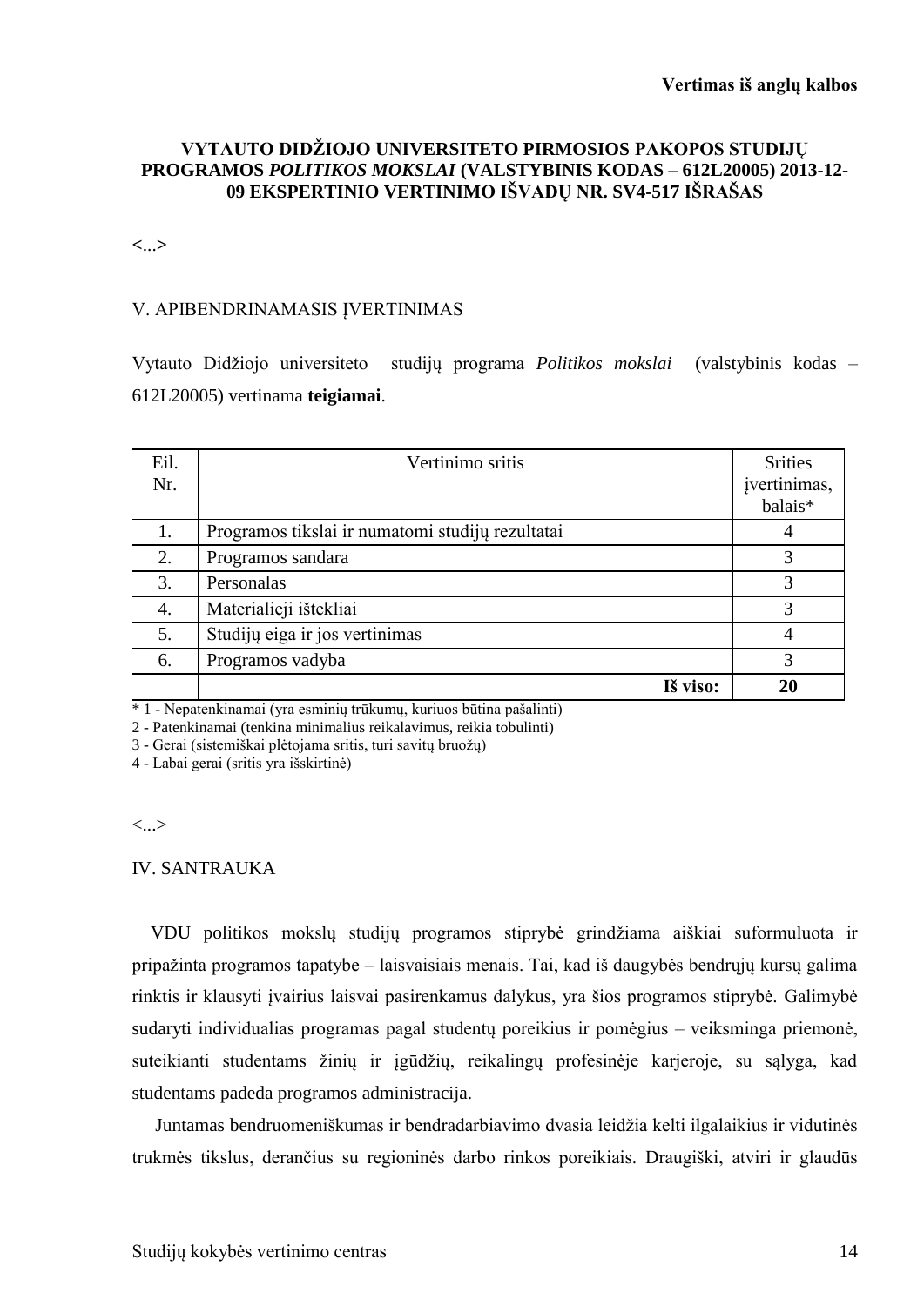**Vertimas iš anglų kalbos**

**VYTAUTO DIDŽIOJO UNIVERSITETO PIRMOSIOS PAKOPOS STUDIJŲ PROGRAMOS *POLITIKOS MOKSLAI* (VALSTYBINIS KODAS – 612L20005) 2013-12-09 EKSPERTINIO VERTINIMO IŠVADŲ NR. SV4-517 IŠRAŠAS**

<...>

V. APIBENDRINAMASIS ĮVERTINIMAS

Vytauto Didžiojo universiteto studijų programa *Politikos mokslai* (valstybinis kodas – 612L20005) vertinama **teigiamai**.

| Eil. Nr. | Vertinimo sritis | Srities įvertinimas, balais* |
|---|---|---|
| 1. | Programos tikslai ir numatomi studijų rezultatai | 4 |
| 2. | Programos sandara | 3 |
| 3. | Personalas | 3 |
| 4. | Materialieji ištekliai | 3 |
| 5. | Studijų eiga ir jos vertinimas | 4 |
| 6. | Programos vadyba | 3 |
| | **Iš viso:** | **20** |

* 1 - Nepatenkinamai (yra esminių trūkumų, kuriuos būtina pašalinti)
2 - Patenkinamai (tenkina minimalius reikalavimus, reikia tobulinti)
3 - Gerai (sistemiškai plėtojama sritis, turi savitų bruožų)
4 - Labai gerai (sritis yra išskirtinė)

<...>

IV. SANTRAUKA

VDU politikos mokslų studijų programos stiprybė grindžiama aiškiai suformuluota ir pripažinta programos tapatybe – laisvaisiais menais. Tai, kad iš daugybės bendrųjų kursų galima rinktis ir klausyti įvairius laisvai pasirenkamus dalykus, yra šios programos stiprybė. Galimybė sudaryti individualias programas pagal studentų poreikius ir pomėgius – veiksminga priemonė, suteikianti studentams žinių ir įgūdžių, reikalingų profesinėje karjeroje, su sąlyga, kad studentams padeda programos administracija.

Juntamas bendruomeniškumas ir bendradarbiavimo dvasia leidžia kelti ilgalaikius ir vidutinės trukmės tikslus, derančius su regioninės darbo rinkos poreikiais. Draugiški, atviri ir glaudūs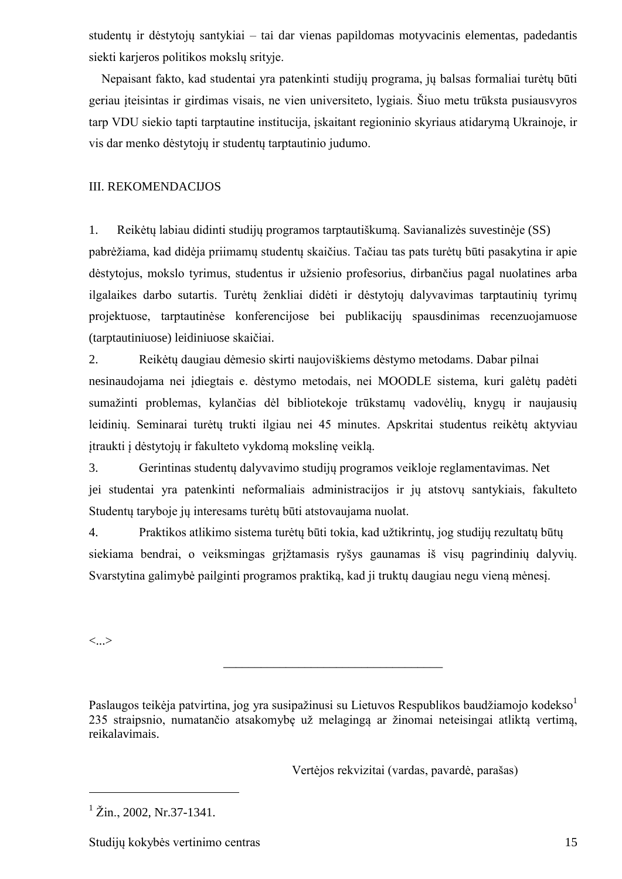studentų ir dėstytojų santykiai – tai dar vienas papildomas motyvacinis elementas, padedantis siekti karjeros politikos mokslų srityje.

Nepaisant fakto, kad studentai yra patenkinti studijų programa, jų balsas formaliai turėtų būti geriau įteisintas ir girdimas visais, ne vien universiteto, lygiais. Šiuo metu trūksta pusiausvyros tarp VDU siekio tapti tarptautine institucija, įskaitant regioninio skyriaus atidarymą Ukrainoje, ir vis dar menko dėstytojų ir studentų tarptautinio judumo.

## III. REKOMENDACIJOS

1. Reikėtų labiau didinti studijų programos tarptautiškumą. Savianalizės suvestinėje (SS) pabrėžiama, kad didėja priimamų studentų skaičius. Tačiau tas pats turėtų būti pasakytina ir apie dėstytojus, mokslo tyrimus, studentus ir užsienio profesorius, dirbančius pagal nuolatines arba ilgalaikes darbo sutartis. Turėtų ženkliai didėti ir dėstytojų dalyvavimas tarptautinių tyrimų projektuose, tarptautinėse konferencijose bei publikacijų spausdinimas recenzuojamuose (tarptautiniuose) leidiniuose skaičiai.
2. Reikėtų daugiau dėmesio skirti naujoviškiems dėstymo metodams. Dabar pilnai nesinaudojama nei įdiegtais e. dėstymo metodais, nei MOODLE sistema, kuri galėtų padėti sumažinti problemas, kylančias dėl bibliotekoje trūkstamų vadovėlių, knygų ir naujausių leidinių. Seminarai turėtų trukti ilgiau nei 45 minutes. Apskritai studentus reikėtų aktyviau įtraukti į dėstytojų ir fakulteto vykdomą mokslinę veiklą.
3. Gerintinas studentų dalyvavimo studijų programos veikloje reglamentavimas. Net jei studentai yra patenkinti neformaliais administracijos ir jų atstovų santykiais, fakulteto Studentų taryboje jų interesams turėtų būti atstovaujama nuolat.
4. Praktikos atlikimo sistema turėtų būti tokia, kad užtikrintų, jog studijų rezultatų būtų siekiama bendrai, o veiksmingas grįžtamasis ryšys gaunamas iš visų pagrindinių dalyvių. Svarstytina galimybė pailginti programos praktiką, kad ji truktų daugiau negu vieną mėnesį.

<...>

___________________________________

Paslaugos teikėja patvirtina, jog yra susipažinusi su Lietuvos Respublikos baudžiamojo kodekso[1] 235 straipsnio, numatančio atsakomybę už melagingą ar žinomai neteisingai atliktą vertimą, reikalavimais.

Vertėjos rekvizitai (vardas, pavardė, parašas)

[1] Žin., 2002, Nr.37-1341.